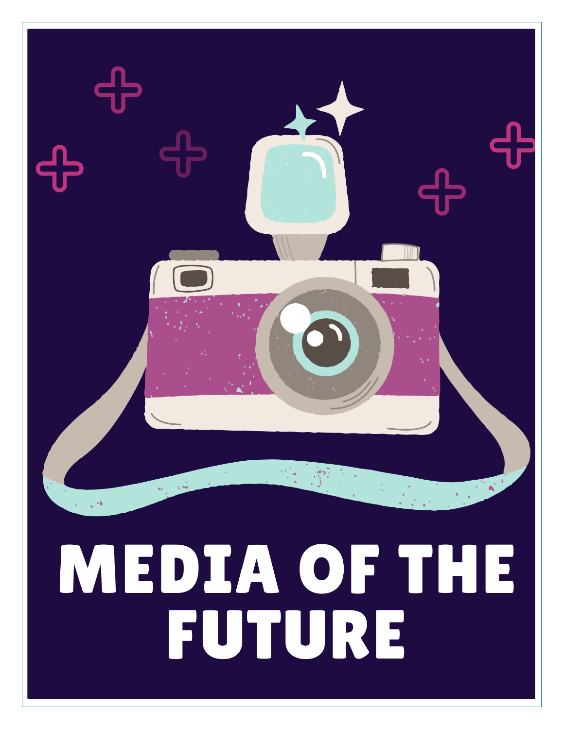# MEDIA OF THE FUTURE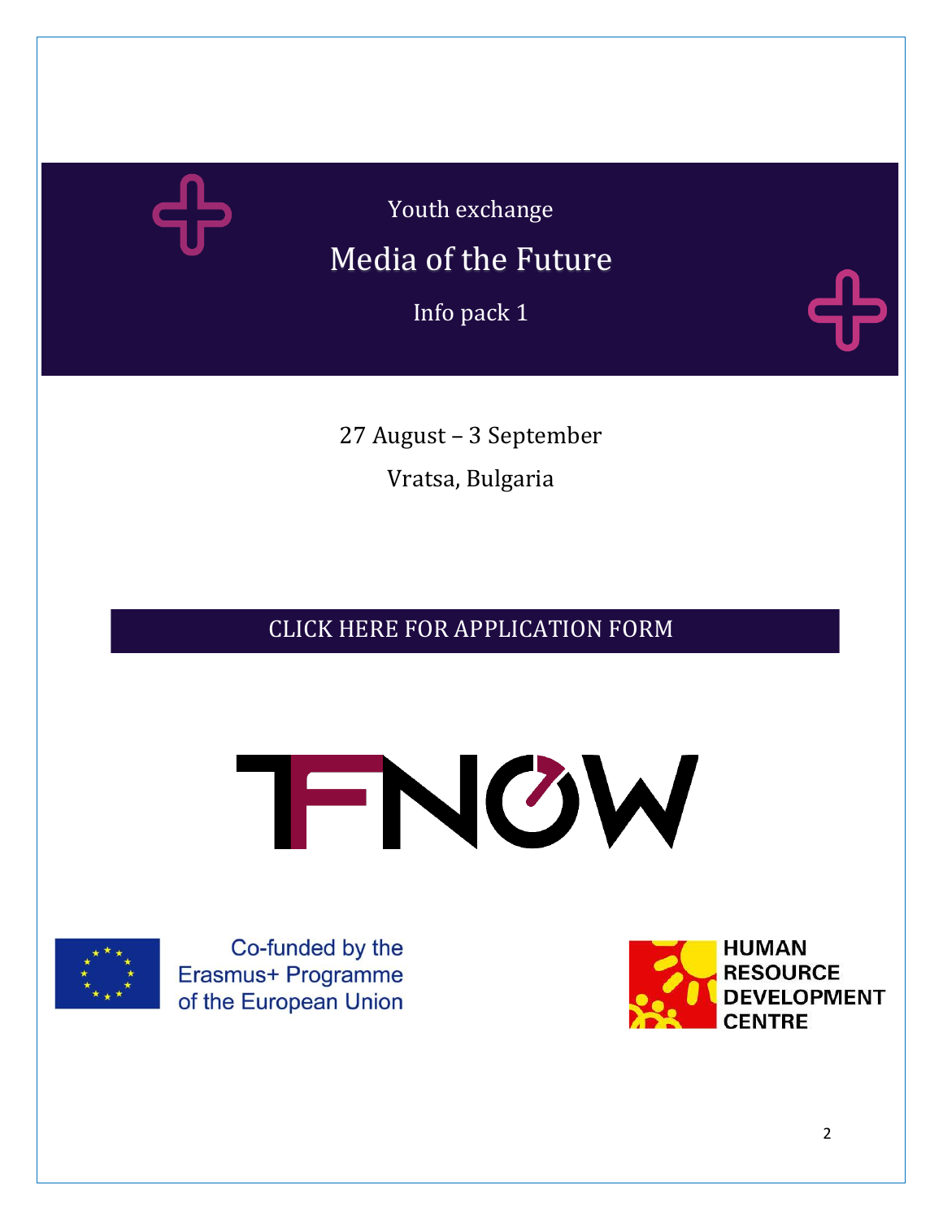Youth exchange

# Media of the Future

Info pack 1

27 August – 3 September

Vratsa, Bulgaria

CLICK HERE FOR APPLICATION FORM

Co-funded by the Erasmus+ Programme of the European Union

HUMAN RESOURCE DEVELOPMENT CENTRE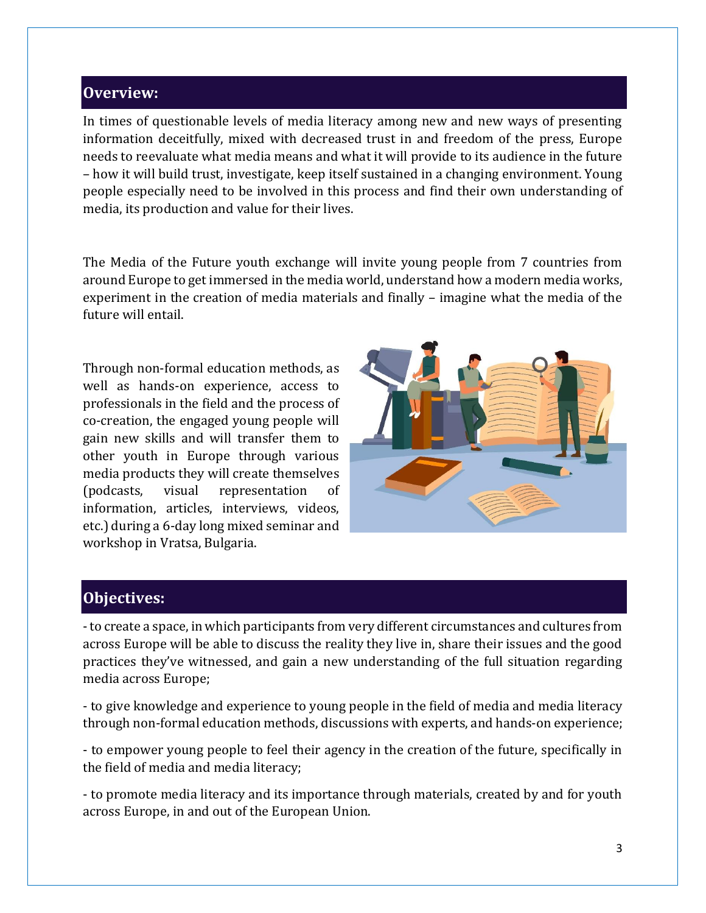## Overview:

In times of questionable levels of media literacy among new and new ways of presenting information deceitfully, mixed with decreased trust in and freedom of the press, Europe needs to reevaluate what media means and what it will provide to its audience in the future – how it will build trust, investigate, keep itself sustained in a changing environment. Young people especially need to be involved in this process and find their own understanding of media, its production and value for their lives.

The Media of the Future youth exchange will invite young people from 7 countries from around Europe to get immersed in the media world, understand how a modern media works, experiment in the creation of media materials and finally – imagine what the media of the future will entail.

Through non-formal education methods, as well as hands-on experience, access to professionals in the field and the process of co-creation, the engaged young people will gain new skills and will transfer them to other youth in Europe through various media products they will create themselves (podcasts, visual representation of information, articles, interviews, videos, etc.) during a 6-day long mixed seminar and workshop in Vratsa, Bulgaria.

## Objectives:

- to create a space, in which participants from very different circumstances and cultures from across Europe will be able to discuss the reality they live in, share their issues and the good practices they've witnessed, and gain a new understanding of the full situation regarding media across Europe;

- to give knowledge and experience to young people in the field of media and media literacy through non-formal education methods, discussions with experts, and hands-on experience;

- to empower young people to feel their agency in the creation of the future, specifically in the field of media and media literacy;

- to promote media literacy and its importance through materials, created by and for youth across Europe, in and out of the European Union.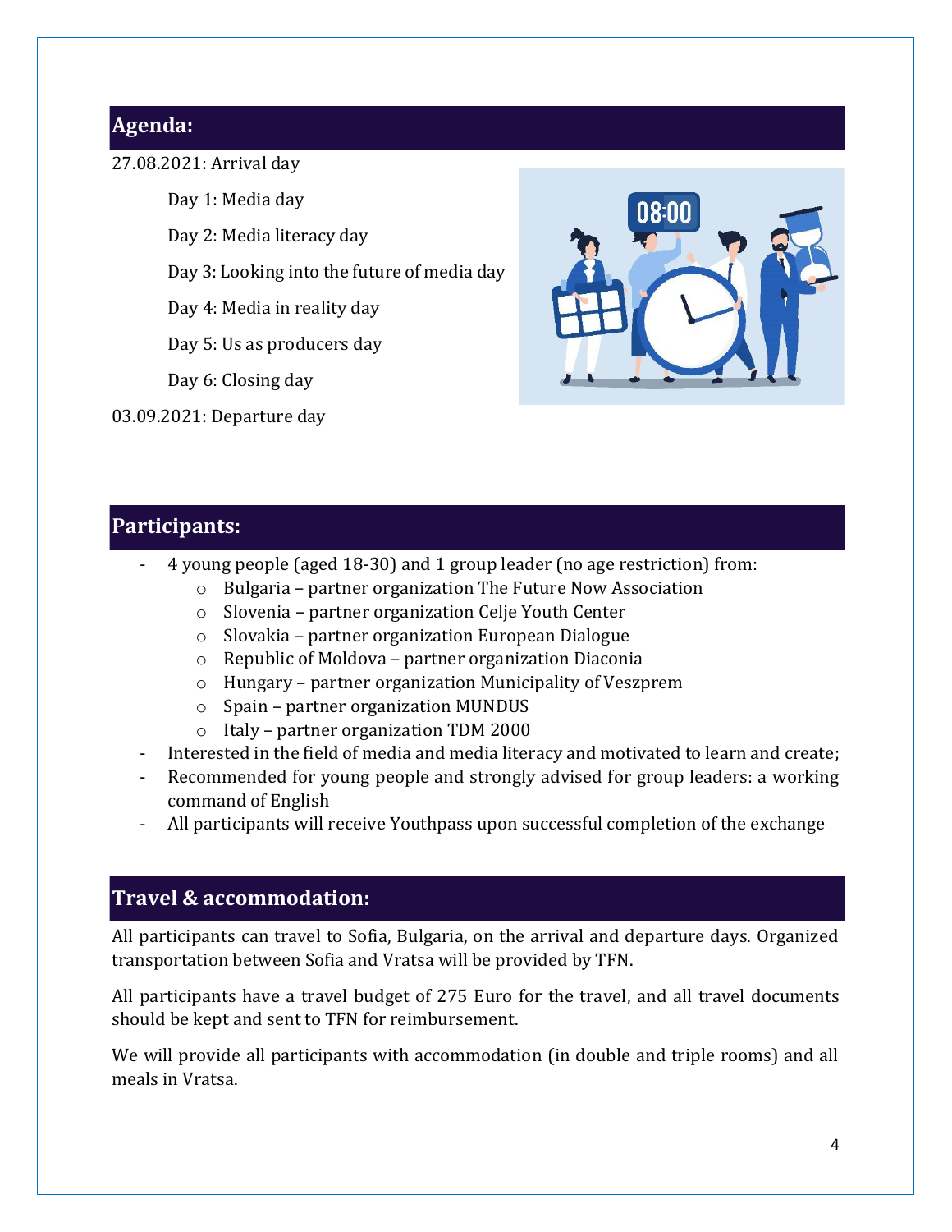## Agenda:

27.08.2021: Arrival day

- Day 1: Media day
- Day 2: Media literacy day
- Day 3: Looking into the future of media day
- Day 4: Media in reality day
- Day 5: Us as producers day
- Day 6: Closing day

03.09.2021: Departure day

## Participants:

- 4 young people (aged 18-30) and 1 group leader (no age restriction) from:
  - Bulgaria – partner organization The Future Now Association
  - Slovenia – partner organization Celje Youth Center
  - Slovakia – partner organization European Dialogue
  - Republic of Moldova – partner organization Diaconia
  - Hungary – partner organization Municipality of Veszprem
  - Spain – partner organization MUNDUS
  - Italy – partner organization TDM 2000
- Interested in the field of media and media literacy and motivated to learn and create;
- Recommended for young people and strongly advised for group leaders: a working command of English
- All participants will receive Youthpass upon successful completion of the exchange

## Travel & accommodation:

All participants can travel to Sofia, Bulgaria, on the arrival and departure days. Organized transportation between Sofia and Vratsa will be provided by TFN.

All participants have a travel budget of 275 Euro for the travel, and all travel documents should be kept and sent to TFN for reimbursement.

We will provide all participants with accommodation (in double and triple rooms) and all meals in Vratsa.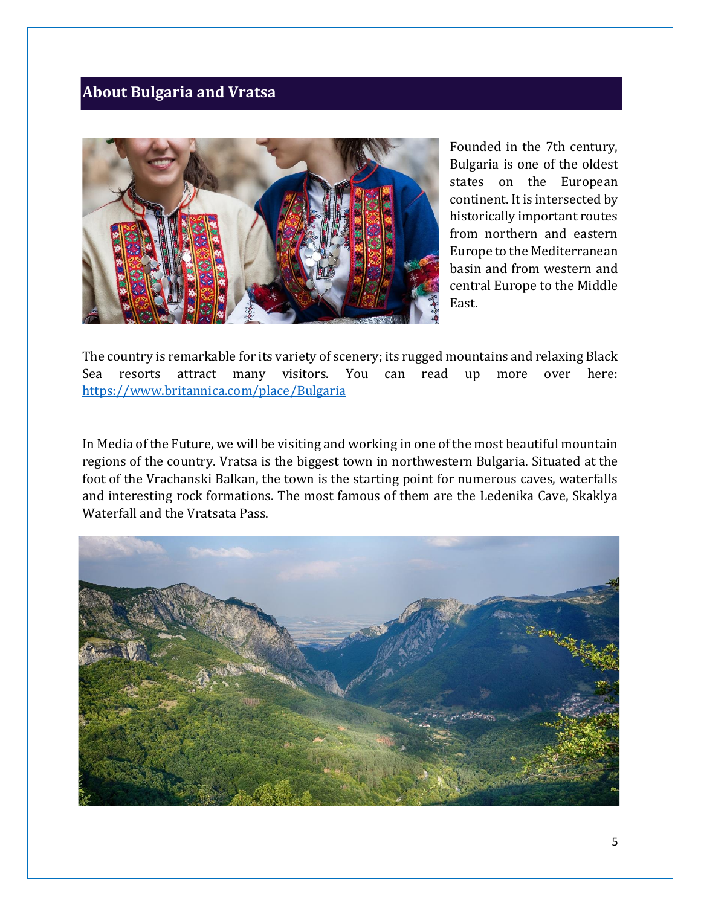## About Bulgaria and Vratsa

Founded in the 7th century, Bulgaria is one of the oldest states on the European continent. It is intersected by historically important routes from northern and eastern Europe to the Mediterranean basin and from western and central Europe to the Middle East.

The country is remarkable for its variety of scenery; its rugged mountains and relaxing Black Sea resorts attract many visitors. You can read up more over here: https://www.britannica.com/place/Bulgaria

In Media of the Future, we will be visiting and working in one of the most beautiful mountain regions of the country. Vratsa is the biggest town in northwestern Bulgaria. Situated at the foot of the Vrachanski Balkan, the town is the starting point for numerous caves, waterfalls and interesting rock formations. The most famous of them are the Ledenika Cave, Skaklya Waterfall and the Vratsata Pass.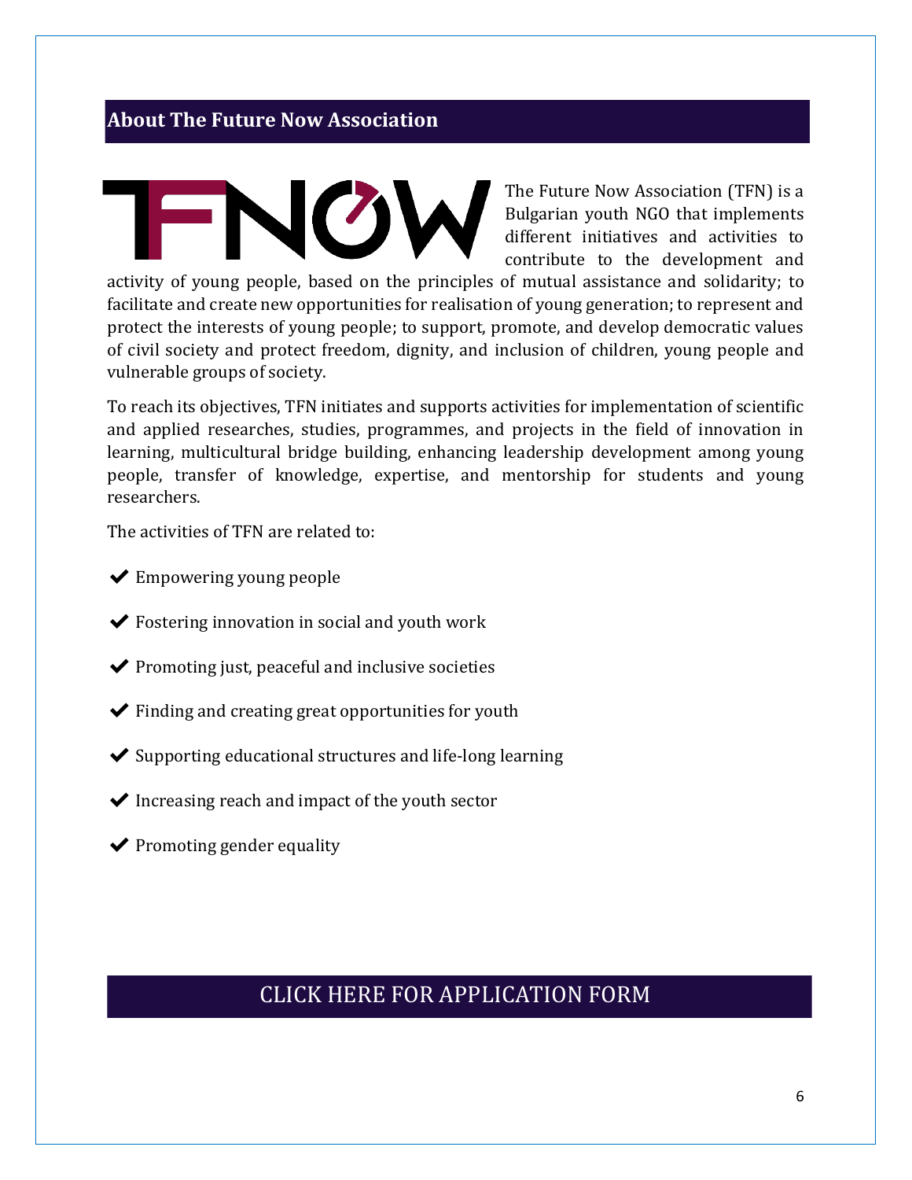## About The Future Now Association

The Future Now Association (TFN) is a Bulgarian youth NGO that implements different initiatives and activities to contribute to the development and activity of young people, based on the principles of mutual assistance and solidarity; to facilitate and create new opportunities for realisation of young generation; to represent and protect the interests of young people; to support, promote, and develop democratic values of civil society and protect freedom, dignity, and inclusion of children, young people and vulnerable groups of society.

To reach its objectives, TFN initiates and supports activities for implementation of scientific and applied researches, studies, programmes, and projects in the field of innovation in learning, multicultural bridge building, enhancing leadership development among young people, transfer of knowledge, expertise, and mentorship for students and young researchers.

The activities of TFN are related to:

- ✔ Empowering young people
- ✔ Fostering innovation in social and youth work
- ✔ Promoting just, peaceful and inclusive societies
- ✔ Finding and creating great opportunities for youth
- ✔ Supporting educational structures and life-long learning
- ✔ Increasing reach and impact of the youth sector
- ✔ Promoting gender equality

CLICK HERE FOR APPLICATION FORM